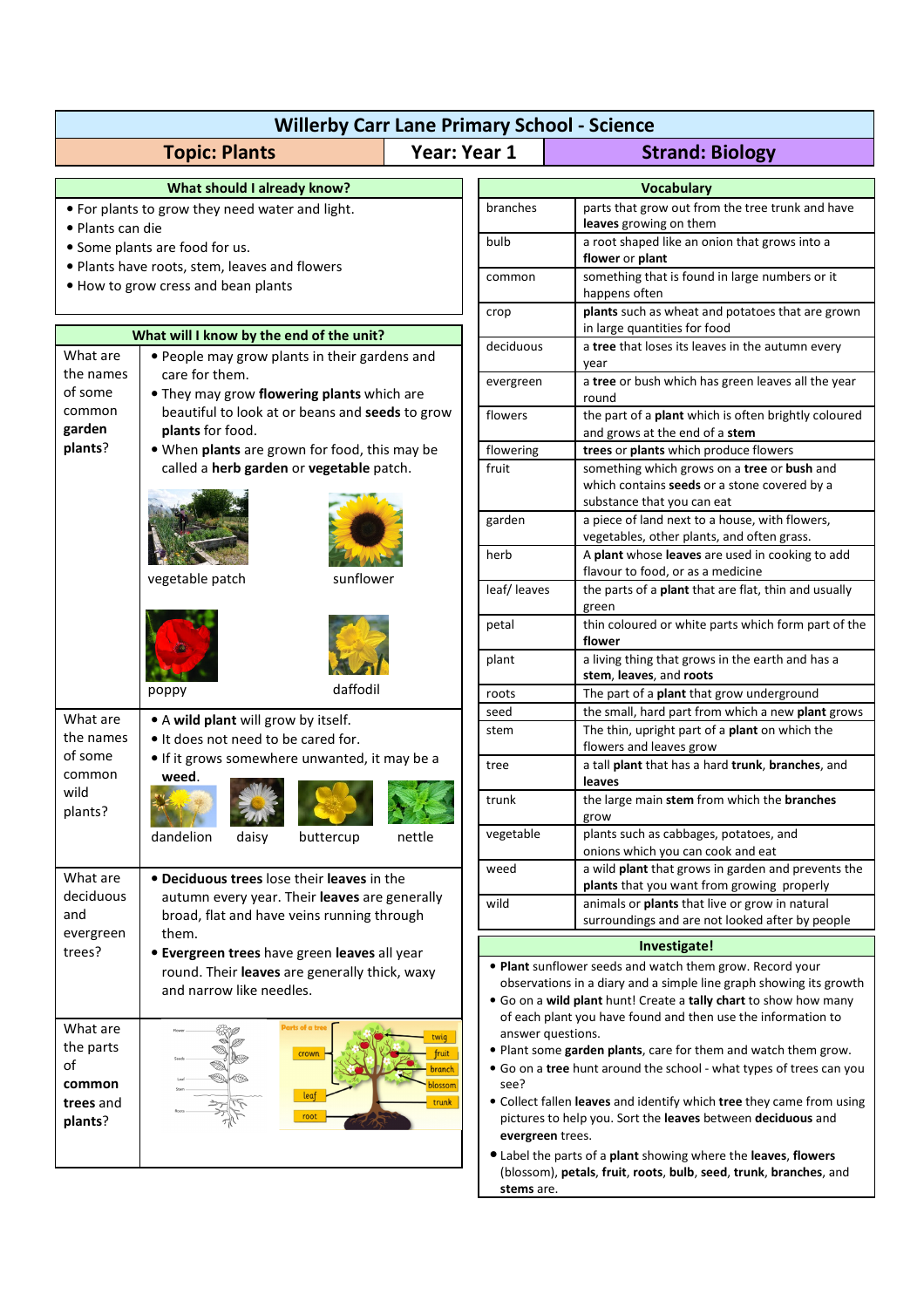# Willerby Carr Lane Primary School - Science

| Topic: Plants | Year: Year 1 | Strand: Biology |
|---|---|---|

## What should I already know?

- For plants to grow they need water and light.
- Plants can die
- Some plants are food for us.
- Plants have roots, stem, leaves and flowers
- How to grow cress and bean plants

## What will I know by the end of the unit?

| | |
|---|---|
| What are the names of some common **garden plants**? | • People may grow plants in their gardens and care for them. • They may grow **flowering plants** which are beautiful to look at or beans and **seeds** to grow **plants** for food. • When **plants** are grown for food, this may be called a **herb garden** or **vegetable** patch. vegetable patch, sunflower, poppy, daffodil |
| What are the names of some common wild plants? | • A **wild plant** will grow by itself. • It does not need to be cared for. • If it grows somewhere unwanted, it may be a **weed**. dandelion, daisy, buttercup, nettle |
| What are deciduous and evergreen trees? | • **Deciduous trees** lose their **leaves** in the autumn every year. Their **leaves** are generally broad, flat and have veins running through them. • **Evergreen trees** have green **leaves** all year round. Their **leaves** are generally thick, waxy and narrow like needles. |
| What are the parts of **common trees** and **plants**? | Flower, Seeds, Leaf, Stem, Roots. Parts of a tree: crown, leaf, root, twig, fruit, branch, blossom, trunk |

## Vocabulary

| | |
|---|---|
| branches | parts that grow out from the tree trunk and have **leaves** growing on them |
| bulb | a root shaped like an onion that grows into a **flower** or **plant** |
| common | something that is found in large numbers or it happens often |
| crop | **plants** such as wheat and potatoes that are grown in large quantities for food |
| deciduous | a **tree** that loses its leaves in the autumn every year |
| evergreen | a **tree** or bush which has green leaves all the year round |
| flowers | the part of a **plant** which is often brightly coloured and grows at the end of a **stem** |
| flowering | **trees** or **plants** which produce flowers |
| fruit | something which grows on a **tree** or **bush** and which contains **seeds** or a stone covered by a substance that you can eat |
| garden | a piece of land next to a house, with flowers, vegetables, other plants, and often grass. |
| herb | A **plant** whose **leaves** are used in cooking to add flavour to food, or as a medicine |
| leaf/ leaves | the parts of a **plant** that are flat, thin and usually green |
| petal | thin coloured or white parts which form part of the **flower** |
| plant | a living thing that grows in the earth and has a **stem**, **leaves**, and **roots** |
| roots | The part of a **plant** that grow underground |
| seed | the small, hard part from which a new **plant** grows |
| stem | The thin, upright part of a **plant** on which the flowers and leaves grow |
| tree | a tall **plant** that has a hard **trunk**, **branches**, and **leaves** |
| trunk | the large main **stem** from which the **branches** grow |
| vegetable | plants such as cabbages, potatoes, and onions which you can cook and eat |
| weed | a wild **plant** that grows in garden and prevents the **plants** that you want from growing properly |
| wild | animals or **plants** that live or grow in natural surroundings and are not looked after by people |

## Investigate!

- **Plant** sunflower seeds and watch them grow. Record your observations in a diary and a simple line graph showing its growth
- Go on a **wild plant** hunt! Create a **tally chart** to show how many of each plant you have found and then use the information to answer questions.
- Plant some **garden plants**, care for them and watch them grow.
- Go on a **tree** hunt around the school - what types of trees can you see?
- Collect fallen **leaves** and identify which **tree** they came from using pictures to help you. Sort the **leaves** between **deciduous** and **evergreen** trees.
- Label the parts of a **plant** showing where the **leaves**, **flowers** (blossom), **petals**, **fruit**, **roots**, **bulb**, **seed**, **trunk**, **branches**, and **stems** are.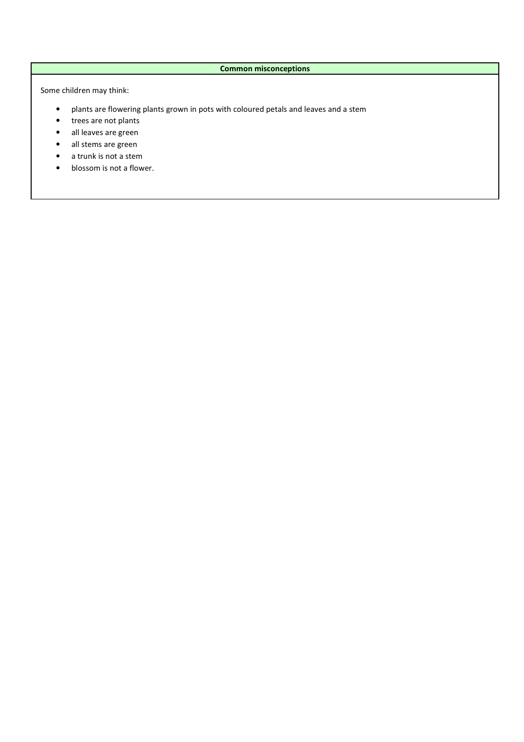**Common misconceptions**

Some children may think:

- plants are flowering plants grown in pots with coloured petals and leaves and a stem
- trees are not plants
- all leaves are green
- all stems are green
- a trunk is not a stem
- blossom is not a flower.